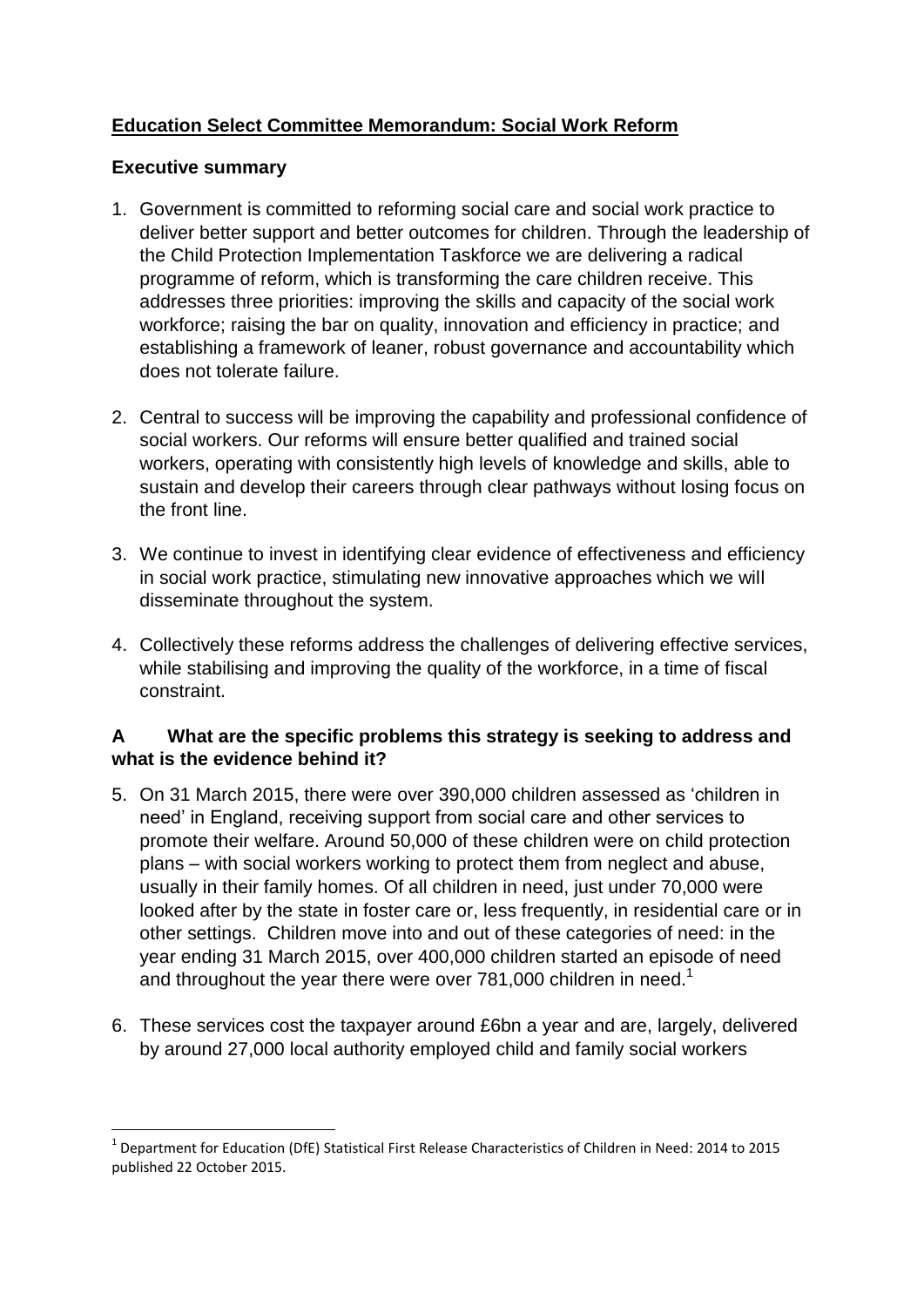# Education Select Committee Memorandum: Social Work Reform

## Executive summary

1. Government is committed to reforming social care and social work practice to deliver better support and better outcomes for children. Through the leadership of the Child Protection Implementation Taskforce we are delivering a radical programme of reform, which is transforming the care children receive. This addresses three priorities: improving the skills and capacity of the social work workforce; raising the bar on quality, innovation and efficiency in practice; and establishing a framework of leaner, robust governance and accountability which does not tolerate failure.

2. Central to success will be improving the capability and professional confidence of social workers. Our reforms will ensure better qualified and trained social workers, operating with consistently high levels of knowledge and skills, able to sustain and develop their careers through clear pathways without losing focus on the front line.

3. We continue to invest in identifying clear evidence of effectiveness and efficiency in social work practice, stimulating new innovative approaches which we will disseminate throughout the system.

4. Collectively these reforms address the challenges of delivering effective services, while stabilising and improving the quality of the workforce, in a time of fiscal constraint.

## A What are the specific problems this strategy is seeking to address and what is the evidence behind it?

5. On 31 March 2015, there were over 390,000 children assessed as 'children in need' in England, receiving support from social care and other services to promote their welfare. Around 50,000 of these children were on child protection plans – with social workers working to protect them from neglect and abuse, usually in their family homes. Of all children in need, just under 70,000 were looked after by the state in foster care or, less frequently, in residential care or in other settings. Children move into and out of these categories of need: in the year ending 31 March 2015, over 400,000 children started an episode of need and throughout the year there were over 781,000 children in need.[1]

6. These services cost the taxpayer around £6bn a year and are, largely, delivered by around 27,000 local authority employed child and family social workers

[1] Department for Education (DfE) Statistical First Release Characteristics of Children in Need: 2014 to 2015 published 22 October 2015.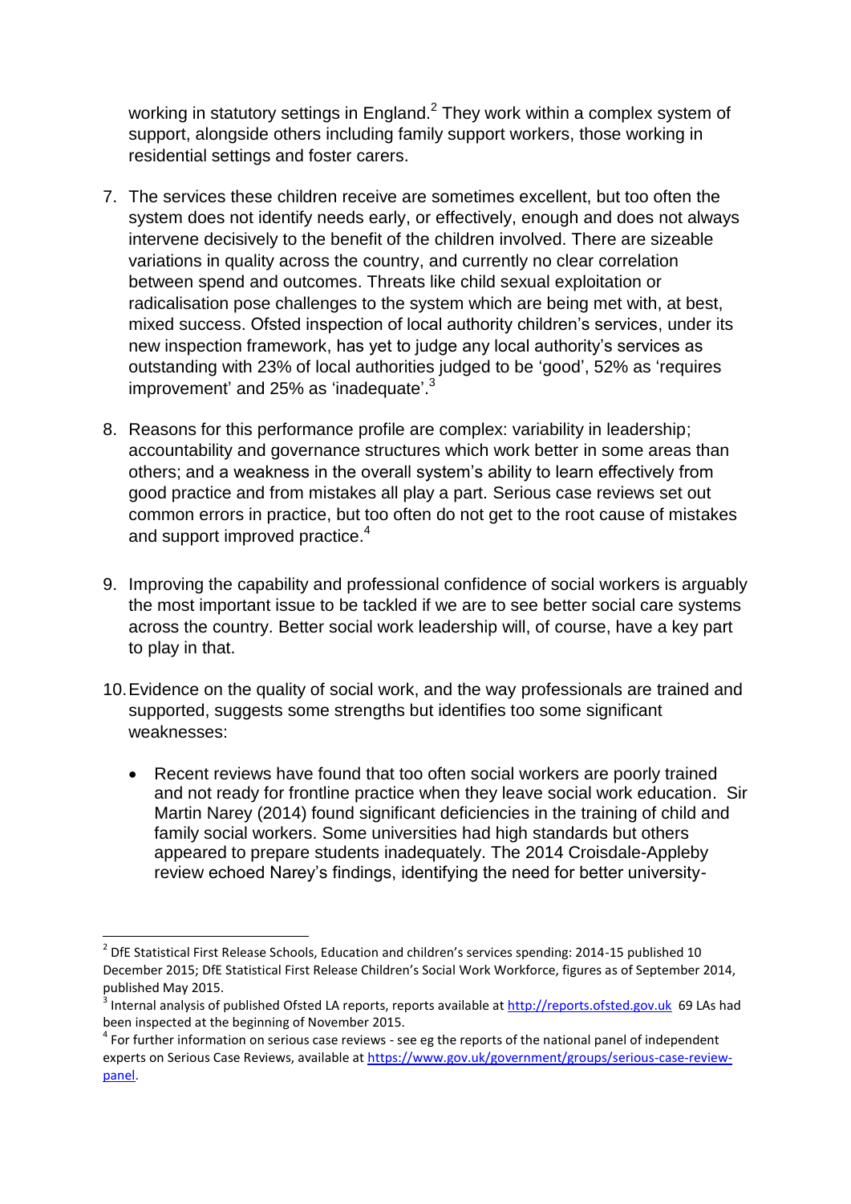working in statutory settings in England.[2] They work within a complex system of support, alongside others including family support workers, those working in residential settings and foster carers.

7. The services these children receive are sometimes excellent, but too often the system does not identify needs early, or effectively, enough and does not always intervene decisively to the benefit of the children involved. There are sizeable variations in quality across the country, and currently no clear correlation between spend and outcomes. Threats like child sexual exploitation or radicalisation pose challenges to the system which are being met with, at best, mixed success. Ofsted inspection of local authority children's services, under its new inspection framework, has yet to judge any local authority's services as outstanding with 23% of local authorities judged to be 'good', 52% as 'requires improvement' and 25% as 'inadequate'.[3]

8. Reasons for this performance profile are complex: variability in leadership; accountability and governance structures which work better in some areas than others; and a weakness in the overall system's ability to learn effectively from good practice and from mistakes all play a part. Serious case reviews set out common errors in practice, but too often do not get to the root cause of mistakes and support improved practice.[4]

9. Improving the capability and professional confidence of social workers is arguably the most important issue to be tackled if we are to see better social care systems across the country. Better social work leadership will, of course, have a key part to play in that.

10. Evidence on the quality of social work, and the way professionals are trained and supported, suggests some strengths but identifies too some significant weaknesses:

    - Recent reviews have found that too often social workers are poorly trained and not ready for frontline practice when they leave social work education. Sir Martin Narey (2014) found significant deficiencies in the training of child and family social workers. Some universities had high standards but others appeared to prepare students inadequately. The 2014 Croisdale-Appleby review echoed Narey's findings, identifying the need for better university-

---

[2] DfE Statistical First Release Schools, Education and children's services spending: 2014-15 published 10 December 2015; DfE Statistical First Release Children's Social Work Workforce, figures as of September 2014, published May 2015.

[3] Internal analysis of published Ofsted LA reports, reports available at http://reports.ofsted.gov.uk 69 LAs had been inspected at the beginning of November 2015.

[4] For further information on serious case reviews - see eg the reports of the national panel of independent experts on Serious Case Reviews, available at https://www.gov.uk/government/groups/serious-case-review-panel.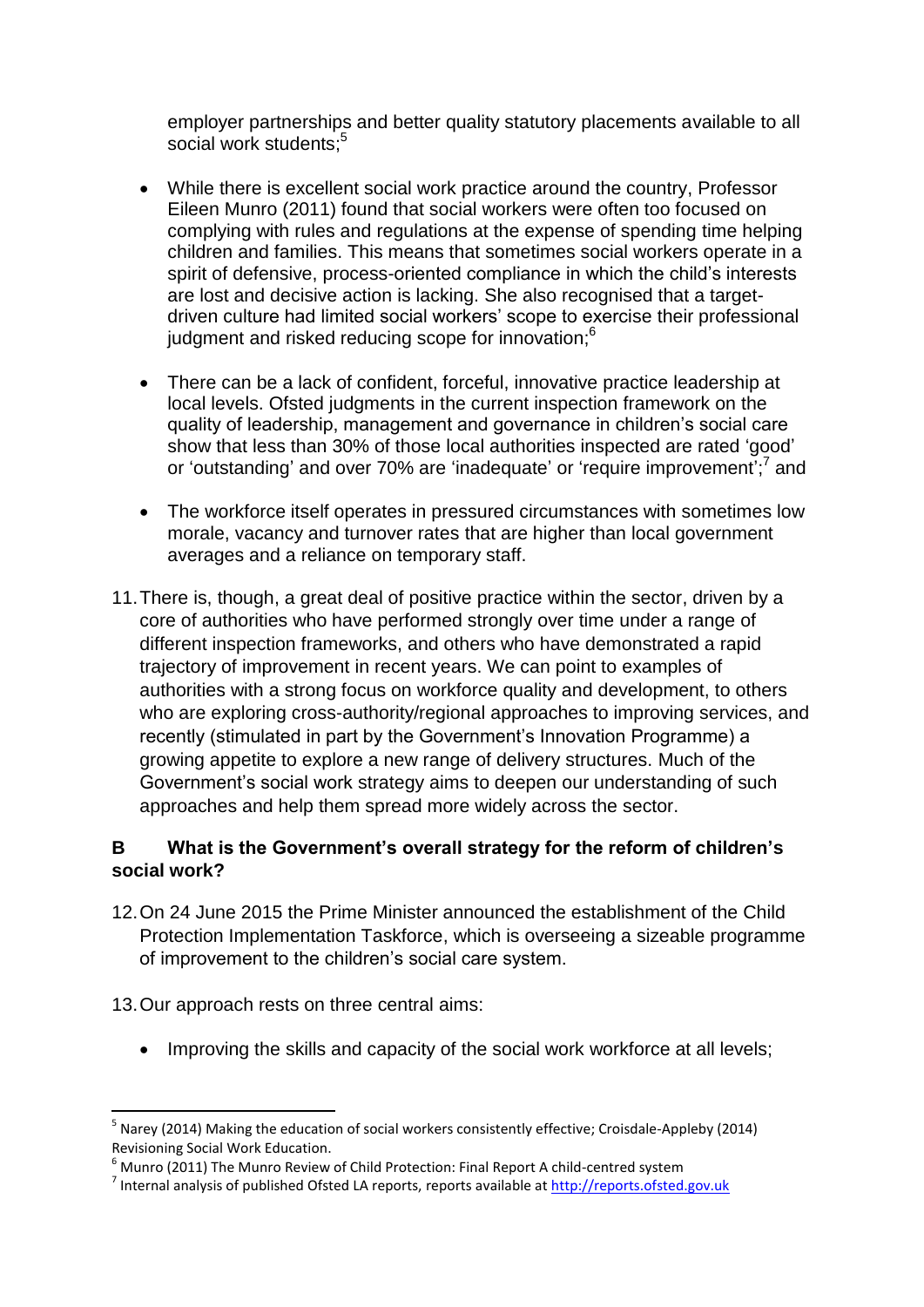employer partnerships and better quality statutory placements available to all social work students;[5]

- While there is excellent social work practice around the country, Professor Eileen Munro (2011) found that social workers were often too focused on complying with rules and regulations at the expense of spending time helping children and families. This means that sometimes social workers operate in a spirit of defensive, process-oriented compliance in which the child's interests are lost and decisive action is lacking. She also recognised that a target-driven culture had limited social workers' scope to exercise their professional judgment and risked reducing scope for innovation;[6]

- There can be a lack of confident, forceful, innovative practice leadership at local levels. Ofsted judgments in the current inspection framework on the quality of leadership, management and governance in children's social care show that less than 30% of those local authorities inspected are rated 'good' or 'outstanding' and over 70% are 'inadequate' or 'require improvement';[7] and

- The workforce itself operates in pressured circumstances with sometimes low morale, vacancy and turnover rates that are higher than local government averages and a reliance on temporary staff.

11. There is, though, a great deal of positive practice within the sector, driven by a core of authorities who have performed strongly over time under a range of different inspection frameworks, and others who have demonstrated a rapid trajectory of improvement in recent years. We can point to examples of authorities with a strong focus on workforce quality and development, to others who are exploring cross-authority/regional approaches to improving services, and recently (stimulated in part by the Government's Innovation Programme) a growing appetite to explore a new range of delivery structures. Much of the Government's social work strategy aims to deepen our understanding of such approaches and help them spread more widely across the sector.

## B What is the Government's overall strategy for the reform of children's social work?

12. On 24 June 2015 the Prime Minister announced the establishment of the Child Protection Implementation Taskforce, which is overseeing a sizeable programme of improvement to the children's social care system.

13. Our approach rests on three central aims:

    - Improving the skills and capacity of the social work workforce at all levels;

---

[5] Narey (2014) Making the education of social workers consistently effective; Croisdale-Appleby (2014) Revisioning Social Work Education.

[6] Munro (2011) The Munro Review of Child Protection: Final Report A child-centred system

[7] Internal analysis of published Ofsted LA reports, reports available at http://reports.ofsted.gov.uk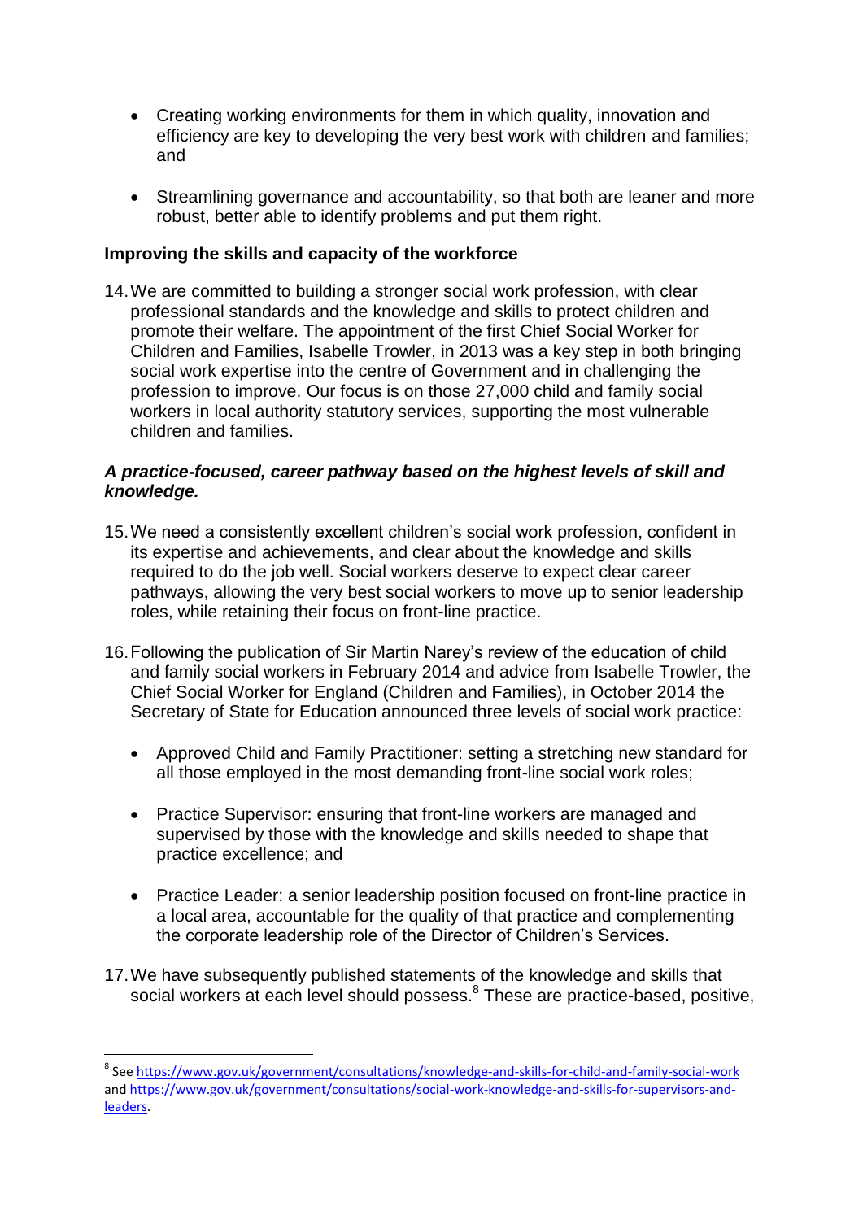- Creating working environments for them in which quality, innovation and efficiency are key to developing the very best work with children and families; and

- Streamlining governance and accountability, so that both are leaner and more robust, better able to identify problems and put them right.

**Improving the skills and capacity of the workforce**

14. We are committed to building a stronger social work profession, with clear professional standards and the knowledge and skills to protect children and promote their welfare. The appointment of the first Chief Social Worker for Children and Families, Isabelle Trowler, in 2013 was a key step in both bringing social work expertise into the centre of Government and in challenging the profession to improve. Our focus is on those 27,000 child and family social workers in local authority statutory services, supporting the most vulnerable children and families.

***A practice-focused, career pathway based on the highest levels of skill and knowledge.***

15. We need a consistently excellent children's social work profession, confident in its expertise and achievements, and clear about the knowledge and skills required to do the job well. Social workers deserve to expect clear career pathways, allowing the very best social workers to move up to senior leadership roles, while retaining their focus on front-line practice.

16. Following the publication of Sir Martin Narey's review of the education of child and family social workers in February 2014 and advice from Isabelle Trowler, the Chief Social Worker for England (Children and Families), in October 2014 the Secretary of State for Education announced three levels of social work practice:

    - Approved Child and Family Practitioner: setting a stretching new standard for all those employed in the most demanding front-line social work roles;

    - Practice Supervisor: ensuring that front-line workers are managed and supervised by those with the knowledge and skills needed to shape that practice excellence; and

    - Practice Leader: a senior leadership position focused on front-line practice in a local area, accountable for the quality of that practice and complementing the corporate leadership role of the Director of Children's Services.

17. We have subsequently published statements of the knowledge and skills that social workers at each level should possess.[8] These are practice-based, positive,

---

[8] See https://www.gov.uk/government/consultations/knowledge-and-skills-for-child-and-family-social-work and https://www.gov.uk/government/consultations/social-work-knowledge-and-skills-for-supervisors-and-leaders.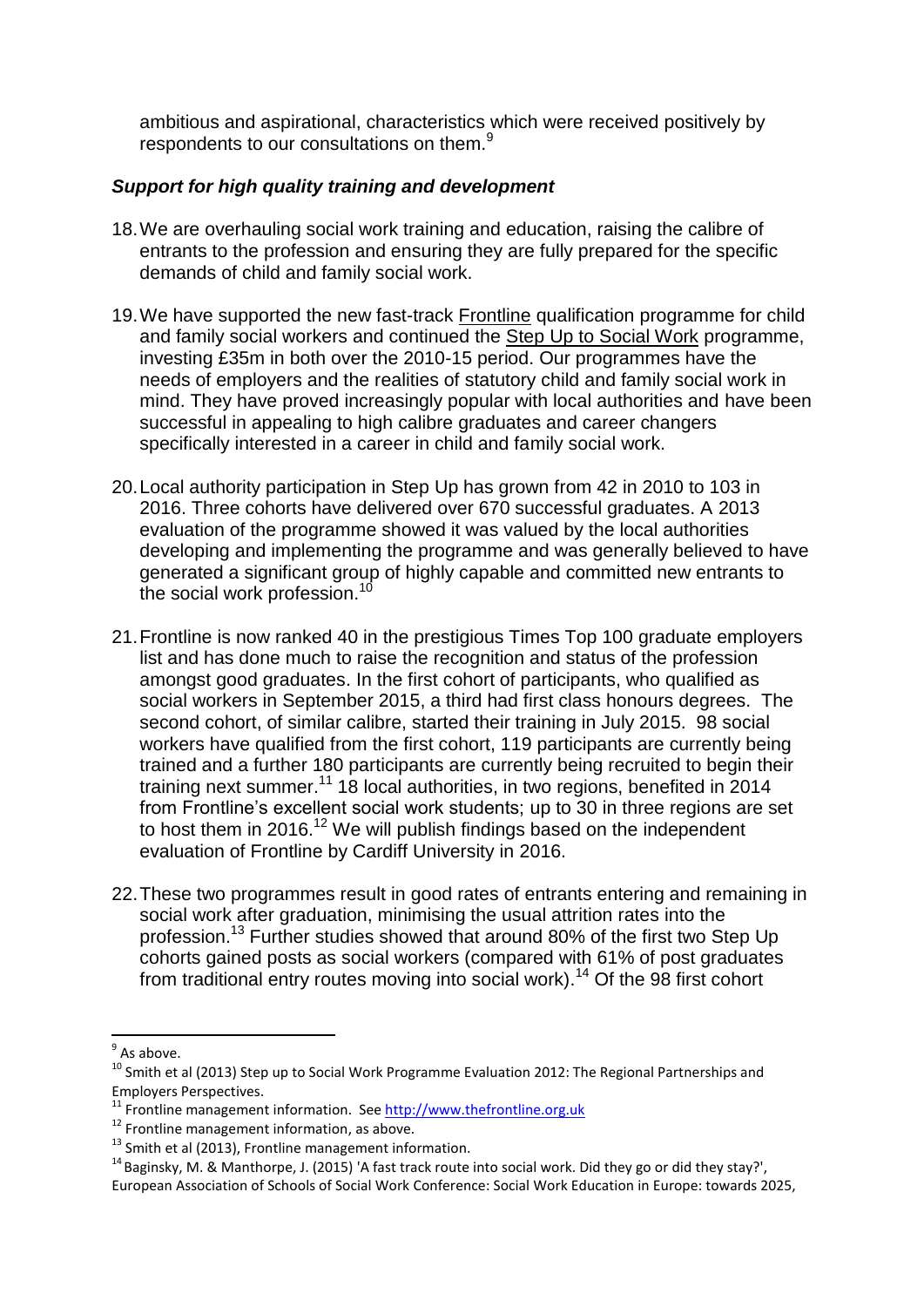ambitious and aspirational, characteristics which were received positively by respondents to our consultations on them.[9]

### *Support for high quality training and development*

18. We are overhauling social work training and education, raising the calibre of entrants to the profession and ensuring they are fully prepared for the specific demands of child and family social work.

19. We have supported the new fast-track Frontline qualification programme for child and family social workers and continued the Step Up to Social Work programme, investing £35m in both over the 2010-15 period. Our programmes have the needs of employers and the realities of statutory child and family social work in mind. They have proved increasingly popular with local authorities and have been successful in appealing to high calibre graduates and career changers specifically interested in a career in child and family social work.

20. Local authority participation in Step Up has grown from 42 in 2010 to 103 in 2016. Three cohorts have delivered over 670 successful graduates. A 2013 evaluation of the programme showed it was valued by the local authorities developing and implementing the programme and was generally believed to have generated a significant group of highly capable and committed new entrants to the social work profession.[10]

21. Frontline is now ranked 40 in the prestigious Times Top 100 graduate employers list and has done much to raise the recognition and status of the profession amongst good graduates. In the first cohort of participants, who qualified as social workers in September 2015, a third had first class honours degrees. The second cohort, of similar calibre, started their training in July 2015. 98 social workers have qualified from the first cohort, 119 participants are currently being trained and a further 180 participants are currently being recruited to begin their training next summer.[11] 18 local authorities, in two regions, benefited in 2014 from Frontline's excellent social work students; up to 30 in three regions are set to host them in 2016.[12] We will publish findings based on the independent evaluation of Frontline by Cardiff University in 2016.

22. These two programmes result in good rates of entrants entering and remaining in social work after graduation, minimising the usual attrition rates into the profession.[13] Further studies showed that around 80% of the first two Step Up cohorts gained posts as social workers (compared with 61% of post graduates from traditional entry routes moving into social work).[14] Of the 98 first cohort

---

[9] As above.

[10] Smith et al (2013) Step up to Social Work Programme Evaluation 2012: The Regional Partnerships and Employers Perspectives.

[11] Frontline management information. See http://www.thefrontline.org.uk

[12] Frontline management information, as above.

[13] Smith et al (2013), Frontline management information.

[14] Baginsky, M. & Manthorpe, J. (2015) 'A fast track route into social work. Did they go or did they stay?', European Association of Schools of Social Work Conference: Social Work Education in Europe: towards 2025,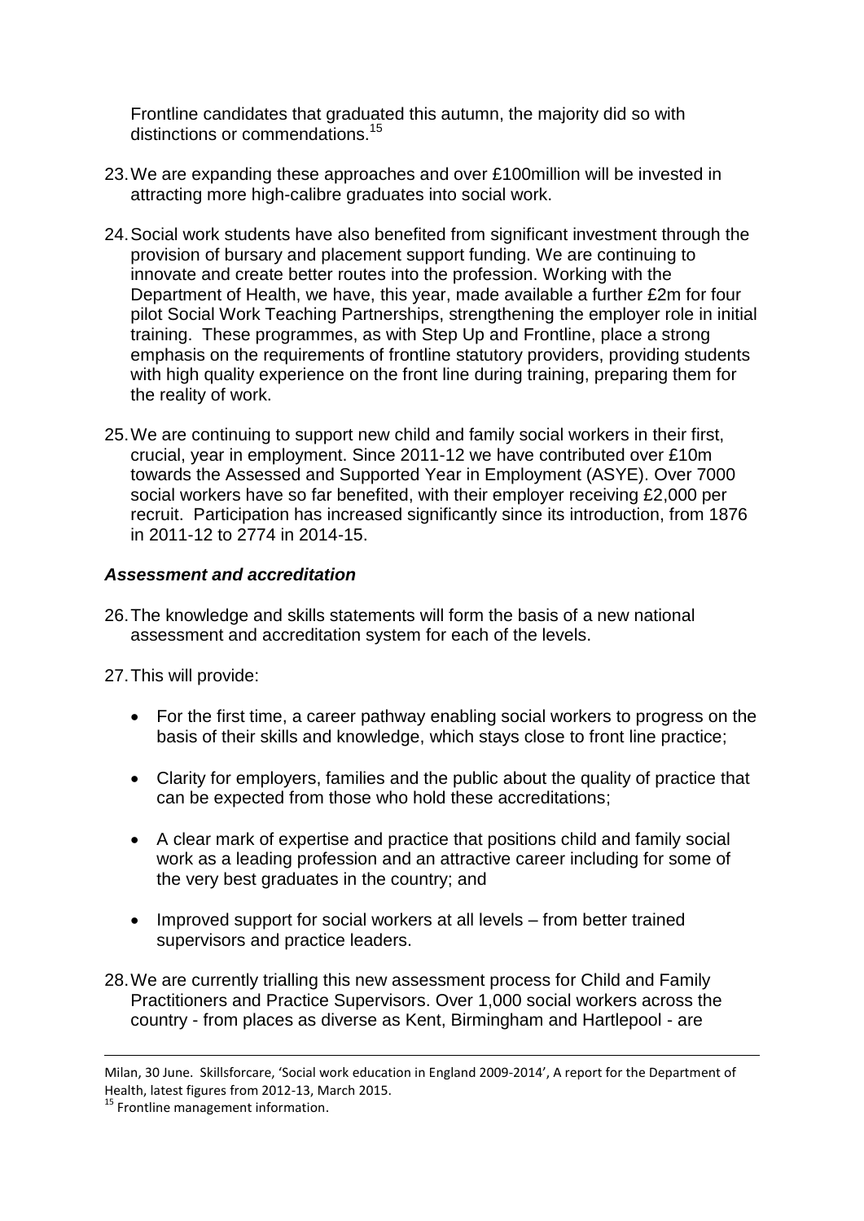Frontline candidates that graduated this autumn, the majority did so with distinctions or commendations.[15]

23. We are expanding these approaches and over £100million will be invested in attracting more high-calibre graduates into social work.

24. Social work students have also benefited from significant investment through the provision of bursary and placement support funding. We are continuing to innovate and create better routes into the profession. Working with the Department of Health, we have, this year, made available a further £2m for four pilot Social Work Teaching Partnerships, strengthening the employer role in initial training. These programmes, as with Step Up and Frontline, place a strong emphasis on the requirements of frontline statutory providers, providing students with high quality experience on the front line during training, preparing them for the reality of work.

25. We are continuing to support new child and family social workers in their first, crucial, year in employment. Since 2011-12 we have contributed over £10m towards the Assessed and Supported Year in Employment (ASYE). Over 7000 social workers have so far benefited, with their employer receiving £2,000 per recruit. Participation has increased significantly since its introduction, from 1876 in 2011-12 to 2774 in 2014-15.

### ***Assessment and accreditation***

26. The knowledge and skills statements will form the basis of a new national assessment and accreditation system for each of the levels.

27. This will provide:

- For the first time, a career pathway enabling social workers to progress on the basis of their skills and knowledge, which stays close to front line practice;
- Clarity for employers, families and the public about the quality of practice that can be expected from those who hold these accreditations;
- A clear mark of expertise and practice that positions child and family social work as a leading profession and an attractive career including for some of the very best graduates in the country; and
- Improved support for social workers at all levels – from better trained supervisors and practice leaders.

28. We are currently trialling this new assessment process for Child and Family Practitioners and Practice Supervisors. Over 1,000 social workers across the country - from places as diverse as Kent, Birmingham and Hartlepool - are

---

Milan, 30 June. Skillsforcare, 'Social work education in England 2009-2014', A report for the Department of Health, latest figures from 2012-13, March 2015.

[15] Frontline management information.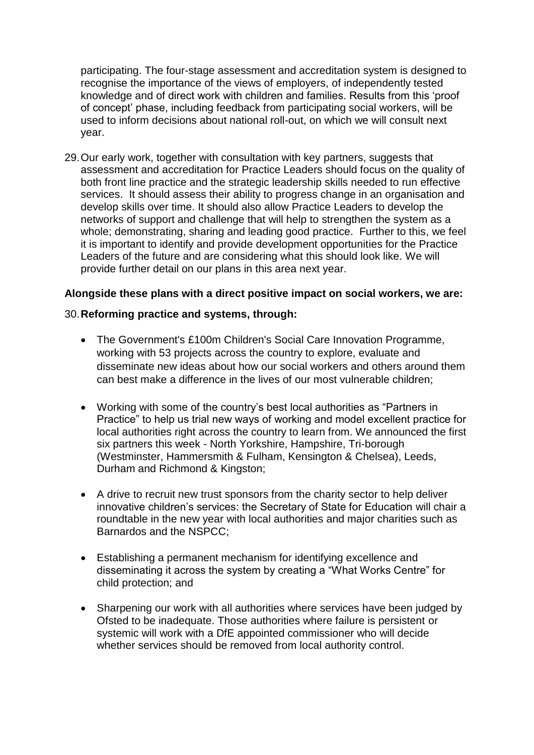participating. The four-stage assessment and accreditation system is designed to recognise the importance of the views of employers, of independently tested knowledge and of direct work with children and families. Results from this 'proof of concept' phase, including feedback from participating social workers, will be used to inform decisions about national roll-out, on which we will consult next year.

29. Our early work, together with consultation with key partners, suggests that assessment and accreditation for Practice Leaders should focus on the quality of both front line practice and the strategic leadership skills needed to run effective services. It should assess their ability to progress change in an organisation and develop skills over time. It should also allow Practice Leaders to develop the networks of support and challenge that will help to strengthen the system as a whole; demonstrating, sharing and leading good practice. Further to this, we feel it is important to identify and provide development opportunities for the Practice Leaders of the future and are considering what this should look like. We will provide further detail on our plans in this area next year.

**Alongside these plans with a direct positive impact on social workers, we are:**

30. **Reforming practice and systems, through:**

- The Government's £100m Children's Social Care Innovation Programme, working with 53 projects across the country to explore, evaluate and disseminate new ideas about how our social workers and others around them can best make a difference in the lives of our most vulnerable children;

- Working with some of the country's best local authorities as "Partners in Practice" to help us trial new ways of working and model excellent practice for local authorities right across the country to learn from. We announced the first six partners this week - North Yorkshire, Hampshire, Tri-borough (Westminster, Hammersmith & Fulham, Kensington & Chelsea), Leeds, Durham and Richmond & Kingston;

- A drive to recruit new trust sponsors from the charity sector to help deliver innovative children's services: the Secretary of State for Education will chair a roundtable in the new year with local authorities and major charities such as Barnardos and the NSPCC;

- Establishing a permanent mechanism for identifying excellence and disseminating it across the system by creating a "What Works Centre" for child protection; and

- Sharpening our work with all authorities where services have been judged by Ofsted to be inadequate. Those authorities where failure is persistent or systemic will work with a DfE appointed commissioner who will decide whether services should be removed from local authority control.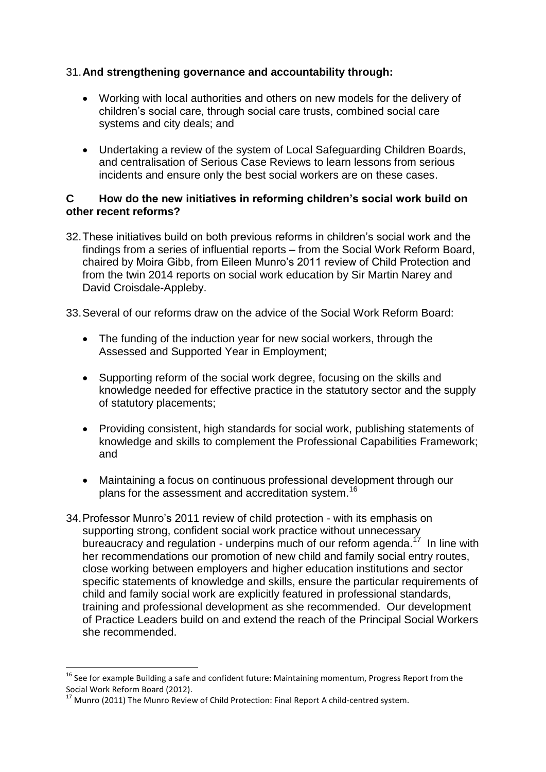31. **And strengthening governance and accountability through:**

   - Working with local authorities and others on new models for the delivery of children's social care, through social care trusts, combined social care systems and city deals; and

   - Undertaking a review of the system of Local Safeguarding Children Boards, and centralisation of Serious Case Reviews to learn lessons from serious incidents and ensure only the best social workers are on these cases.

### C How do the new initiatives in reforming children's social work build on other recent reforms?

32. These initiatives build on both previous reforms in children's social work and the findings from a series of influential reports – from the Social Work Reform Board, chaired by Moira Gibb, from Eileen Munro's 2011 review of Child Protection and from the twin 2014 reports on social work education by Sir Martin Narey and David Croisdale-Appleby.

33. Several of our reforms draw on the advice of the Social Work Reform Board:

   - The funding of the induction year for new social workers, through the Assessed and Supported Year in Employment;

   - Supporting reform of the social work degree, focusing on the skills and knowledge needed for effective practice in the statutory sector and the supply of statutory placements;

   - Providing consistent, high standards for social work, publishing statements of knowledge and skills to complement the Professional Capabilities Framework; and

   - Maintaining a focus on continuous professional development through our plans for the assessment and accreditation system.[16]

34. Professor Munro's 2011 review of child protection - with its emphasis on supporting strong, confident social work practice without unnecessary bureaucracy and regulation - underpins much of our reform agenda.[17] In line with her recommendations our promotion of new child and family social entry routes, close working between employers and higher education institutions and sector specific statements of knowledge and skills, ensure the particular requirements of child and family social work are explicitly featured in professional standards, training and professional development as she recommended. Our development of Practice Leaders build on and extend the reach of the Principal Social Workers she recommended.

---

[16] See for example Building a safe and confident future: Maintaining momentum, Progress Report from the Social Work Reform Board (2012).

[17] Munro (2011) The Munro Review of Child Protection: Final Report A child-centred system.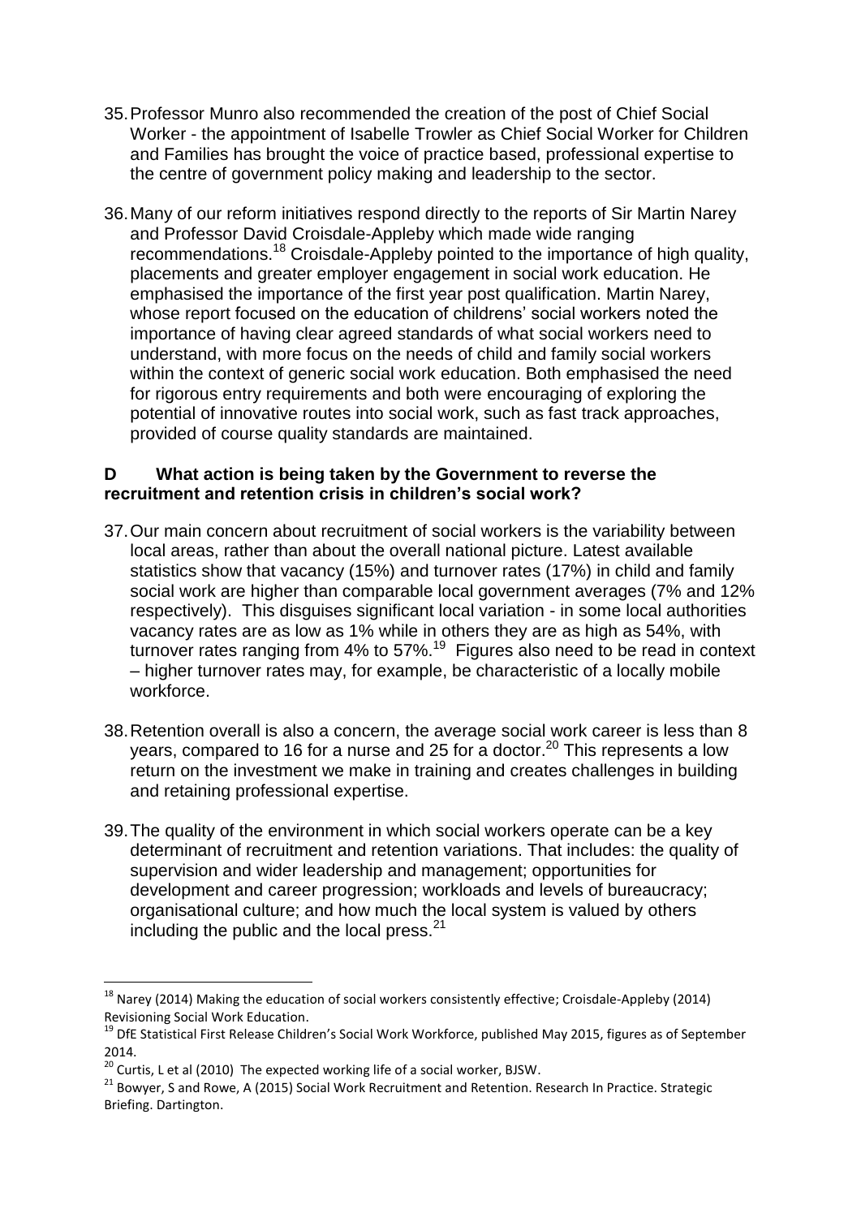35. Professor Munro also recommended the creation of the post of Chief Social Worker - the appointment of Isabelle Trowler as Chief Social Worker for Children and Families has brought the voice of practice based, professional expertise to the centre of government policy making and leadership to the sector.

36. Many of our reform initiatives respond directly to the reports of Sir Martin Narey and Professor David Croisdale-Appleby which made wide ranging recommendations.[18] Croisdale-Appleby pointed to the importance of high quality, placements and greater employer engagement in social work education. He emphasised the importance of the first year post qualification. Martin Narey, whose report focused on the education of childrens' social workers noted the importance of having clear agreed standards of what social workers need to understand, with more focus on the needs of child and family social workers within the context of generic social work education. Both emphasised the need for rigorous entry requirements and both were encouraging of exploring the potential of innovative routes into social work, such as fast track approaches, provided of course quality standards are maintained.

## D What action is being taken by the Government to reverse the recruitment and retention crisis in children's social work?

37. Our main concern about recruitment of social workers is the variability between local areas, rather than about the overall national picture. Latest available statistics show that vacancy (15%) and turnover rates (17%) in child and family social work are higher than comparable local government averages (7% and 12% respectively). This disguises significant local variation - in some local authorities vacancy rates are as low as 1% while in others they are as high as 54%, with turnover rates ranging from 4% to 57%.[19] Figures also need to be read in context – higher turnover rates may, for example, be characteristic of a locally mobile workforce.

38. Retention overall is also a concern, the average social work career is less than 8 years, compared to 16 for a nurse and 25 for a doctor.[20] This represents a low return on the investment we make in training and creates challenges in building and retaining professional expertise.

39. The quality of the environment in which social workers operate can be a key determinant of recruitment and retention variations. That includes: the quality of supervision and wider leadership and management; opportunities for development and career progression; workloads and levels of bureaucracy; organisational culture; and how much the local system is valued by others including the public and the local press.[21]

---

[18] Narey (2014) Making the education of social workers consistently effective; Croisdale-Appleby (2014) Revisioning Social Work Education.

[19] DfE Statistical First Release Children's Social Work Workforce, published May 2015, figures as of September 2014.

[20] Curtis, L et al (2010) The expected working life of a social worker, BJSW.

[21] Bowyer, S and Rowe, A (2015) Social Work Recruitment and Retention. Research In Practice. Strategic Briefing. Dartington.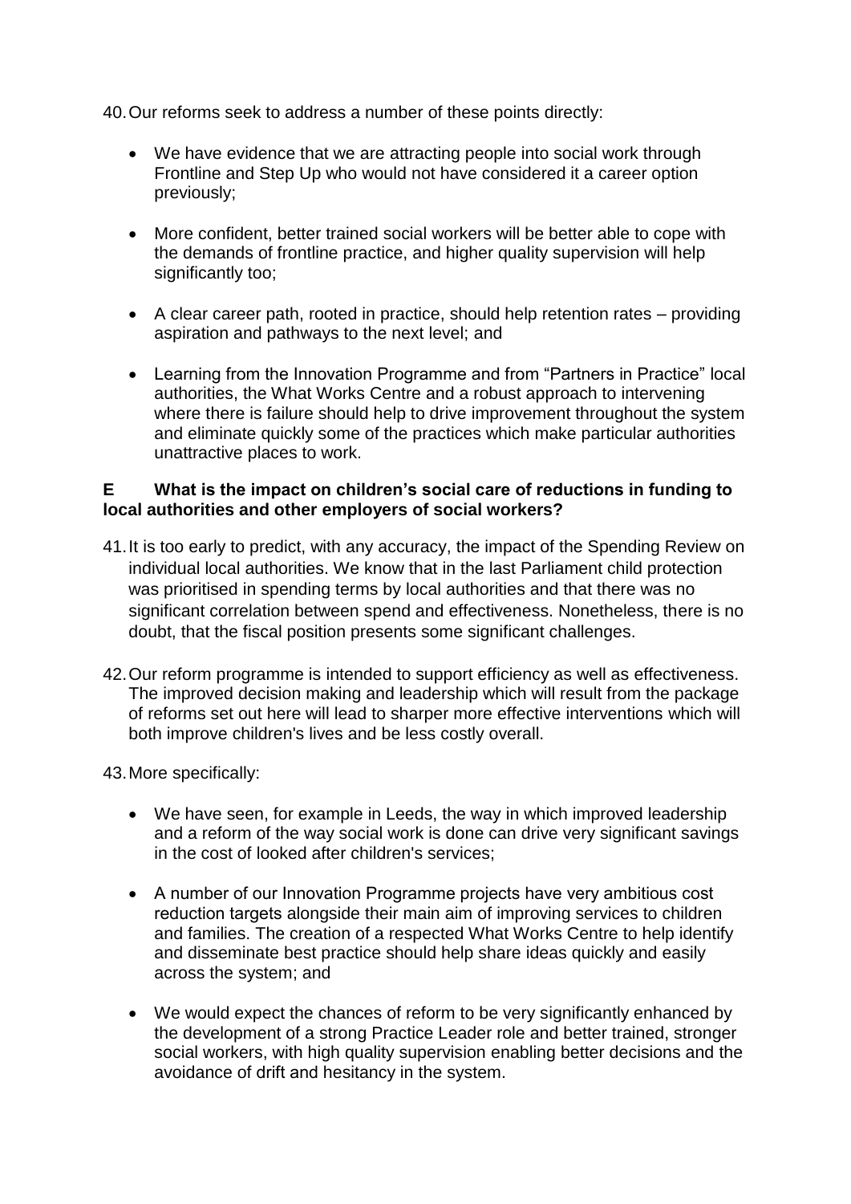40. Our reforms seek to address a number of these points directly:

- We have evidence that we are attracting people into social work through Frontline and Step Up who would not have considered it a career option previously;
- More confident, better trained social workers will be better able to cope with the demands of frontline practice, and higher quality supervision will help significantly too;
- A clear career path, rooted in practice, should help retention rates – providing aspiration and pathways to the next level; and
- Learning from the Innovation Programme and from "Partners in Practice" local authorities, the What Works Centre and a robust approach to intervening where there is failure should help to drive improvement throughout the system and eliminate quickly some of the practices which make particular authorities unattractive places to work.

**E What is the impact on children's social care of reductions in funding to local authorities and other employers of social workers?**

41. It is too early to predict, with any accuracy, the impact of the Spending Review on individual local authorities. We know that in the last Parliament child protection was prioritised in spending terms by local authorities and that there was no significant correlation between spend and effectiveness. Nonetheless, there is no doubt, that the fiscal position presents some significant challenges.

42. Our reform programme is intended to support efficiency as well as effectiveness. The improved decision making and leadership which will result from the package of reforms set out here will lead to sharper more effective interventions which will both improve children's lives and be less costly overall.

43. More specifically:

- We have seen, for example in Leeds, the way in which improved leadership and a reform of the way social work is done can drive very significant savings in the cost of looked after children's services;
- A number of our Innovation Programme projects have very ambitious cost reduction targets alongside their main aim of improving services to children and families. The creation of a respected What Works Centre to help identify and disseminate best practice should help share ideas quickly and easily across the system; and
- We would expect the chances of reform to be very significantly enhanced by the development of a strong Practice Leader role and better trained, stronger social workers, with high quality supervision enabling better decisions and the avoidance of drift and hesitancy in the system.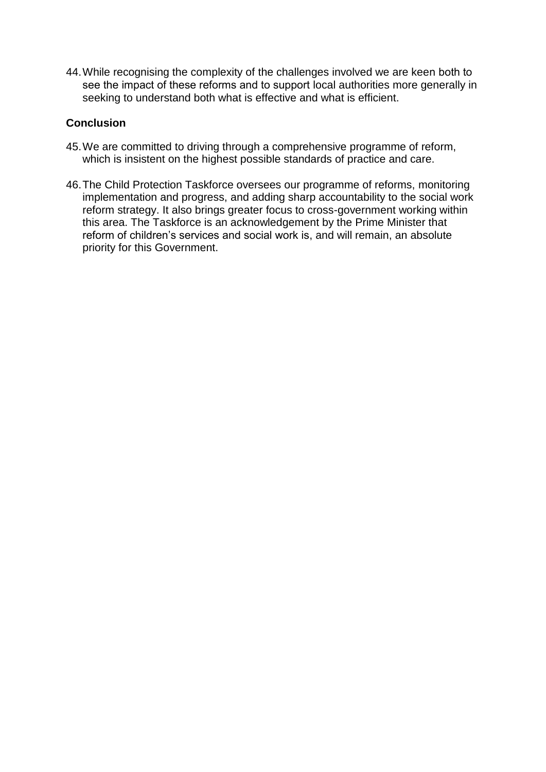44. While recognising the complexity of the challenges involved we are keen both to see the impact of these reforms and to support local authorities more generally in seeking to understand both what is effective and what is efficient.

## Conclusion

45. We are committed to driving through a comprehensive programme of reform, which is insistent on the highest possible standards of practice and care.

46. The Child Protection Taskforce oversees our programme of reforms, monitoring implementation and progress, and adding sharp accountability to the social work reform strategy. It also brings greater focus to cross-government working within this area. The Taskforce is an acknowledgement by the Prime Minister that reform of children's services and social work is, and will remain, an absolute priority for this Government.